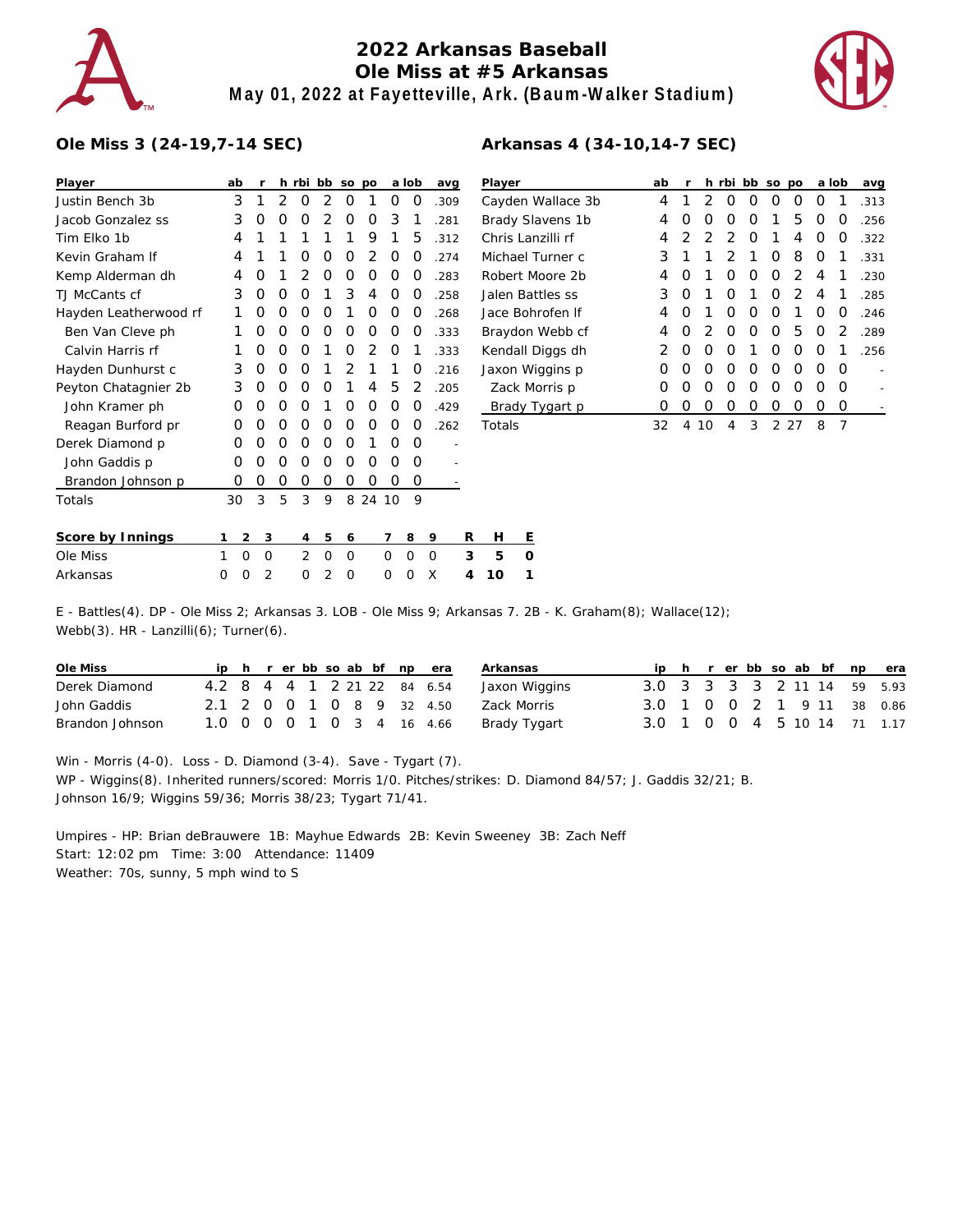# 2022 Arkansas Baseball
## Ole Miss at #5 Arkansas
### May 01, 2022 at Fayetteville, Ark. (Baum-Walker Stadium)

**Ole Miss 3 (24-19,7-14 SEC)**

| Player | ab | r | h | rbi | bb | so | po | a | lob | avg |
|---|---|---|---|---|---|---|---|---|---|---|
| Justin Bench 3b | 3 | 1 | 2 | 0 | 2 | 0 | 1 | 0 | 0 | .309 |
| Jacob Gonzalez ss | 3 | 0 | 0 | 0 | 2 | 0 | 0 | 3 | 1 | .281 |
| Tim Elko 1b | 4 | 1 | 1 | 1 | 1 | 1 | 9 | 1 | 5 | .312 |
| Kevin Graham lf | 4 | 1 | 1 | 0 | 0 | 0 | 2 | 0 | 0 | .274 |
| Kemp Alderman dh | 4 | 0 | 1 | 2 | 0 | 0 | 0 | 0 | 0 | .283 |
| TJ McCants cf | 3 | 0 | 0 | 0 | 1 | 3 | 4 | 0 | 0 | .258 |
| Hayden Leatherwood rf | 1 | 0 | 0 | 0 | 0 | 1 | 0 | 0 | 0 | .268 |
| Ben Van Cleve ph | 1 | 0 | 0 | 0 | 0 | 0 | 0 | 0 | 0 | .333 |
| Calvin Harris rf | 1 | 0 | 0 | 0 | 1 | 0 | 2 | 0 | 1 | .333 |
| Hayden Dunhurst c | 3 | 0 | 0 | 0 | 1 | 2 | 1 | 1 | 0 | .216 |
| Peyton Chatagnier 2b | 3 | 0 | 0 | 0 | 0 | 1 | 4 | 5 | 2 | .205 |
| John Kramer ph | 0 | 0 | 0 | 0 | 1 | 0 | 0 | 0 | 0 | .429 |
| Reagan Burford pr | 0 | 0 | 0 | 0 | 0 | 0 | 0 | 0 | 0 | .262 |
| Derek Diamond p | 0 | 0 | 0 | 0 | 0 | 0 | 1 | 0 | 0 | - |
| John Gaddis p | 0 | 0 | 0 | 0 | 0 | 0 | 0 | 0 | 0 | - |
| Brandon Johnson p | 0 | 0 | 0 | 0 | 0 | 0 | 0 | 0 | 0 | - |
| Totals | 30 | 3 | 5 | 3 | 9 | 8 | 24 | 10 | 9 | |

**Arkansas 4 (34-10,14-7 SEC)**

| Player | ab | r | h | rbi | bb | so | po | a | lob | avg |
|---|---|---|---|---|---|---|---|---|---|---|
| Cayden Wallace 3b | 4 | 1 | 2 | 0 | 0 | 0 | 0 | 0 | 1 | .313 |
| Brady Slavens 1b | 4 | 0 | 0 | 0 | 0 | 1 | 5 | 0 | 0 | .256 |
| Chris Lanzilli rf | 4 | 2 | 2 | 2 | 0 | 1 | 4 | 0 | 0 | .322 |
| Michael Turner c | 3 | 1 | 1 | 2 | 1 | 0 | 8 | 0 | 1 | .331 |
| Robert Moore 2b | 4 | 0 | 1 | 0 | 0 | 0 | 2 | 4 | 1 | .230 |
| Jalen Battles ss | 3 | 0 | 1 | 0 | 1 | 0 | 2 | 4 | 1 | .285 |
| Jace Bohrofen lf | 4 | 0 | 1 | 0 | 0 | 0 | 1 | 0 | 0 | .246 |
| Braydon Webb cf | 4 | 0 | 2 | 0 | 0 | 0 | 5 | 0 | 2 | .289 |
| Kendall Diggs dh | 2 | 0 | 0 | 0 | 1 | 0 | 0 | 0 | 1 | .256 |
| Jaxon Wiggins p | 0 | 0 | 0 | 0 | 0 | 0 | 0 | 0 | 0 | - |
| Zack Morris p | 0 | 0 | 0 | 0 | 0 | 0 | 0 | 0 | 0 | - |
| Brady Tygart p | 0 | 0 | 0 | 0 | 0 | 0 | 0 | 0 | 0 | - |
| Totals | 32 | 4 | 10 | 4 | 3 | 2 | 27 | 8 | 7 | |

| Score by Innings | 1 | 2 | 3 | 4 | 5 | 6 | 7 | 8 | 9 | R | H | E |
|---|---|---|---|---|---|---|---|---|---|---|---|---|
| Ole Miss | 1 | 0 | 0 | 2 | 0 | 0 | 0 | 0 | 0 | 3 | 5 | 0 |
| Arkansas | 0 | 0 | 2 | 0 | 2 | 0 | 0 | 0 | X | 4 | 10 | 1 |

E - Battles(4). DP - Ole Miss 2; Arkansas 3. LOB - Ole Miss 9; Arkansas 7. 2B - K. Graham(8); Wallace(12); Webb(3). HR - Lanzilli(6); Turner(6).

| Ole Miss | ip | h | r | er | bb | so | ab | bf | np | era |
|---|---|---|---|---|---|---|---|---|---|---|
| Derek Diamond | 4.2 | 8 | 4 | 4 | 1 | 2 | 21 | 22 | 84 | 6.54 |
| John Gaddis | 2.1 | 2 | 0 | 0 | 1 | 0 | 8 | 9 | 32 | 4.50 |
| Brandon Johnson | 1.0 | 0 | 0 | 0 | 1 | 0 | 3 | 4 | 16 | 4.66 |

| Arkansas | ip | h | r | er | bb | so | ab | bf | np | era |
|---|---|---|---|---|---|---|---|---|---|---|
| Jaxon Wiggins | 3.0 | 3 | 3 | 3 | 3 | 2 | 11 | 14 | 59 | 5.93 |
| Zack Morris | 3.0 | 1 | 0 | 0 | 2 | 1 | 9 | 11 | 38 | 0.86 |
| Brady Tygart | 3.0 | 1 | 0 | 0 | 4 | 5 | 10 | 14 | 71 | 1.17 |

Win - Morris (4-0). Loss - D. Diamond (3-4). Save - Tygart (7).
WP - Wiggins(8). Inherited runners/scored: Morris 1/0. Pitches/strikes: D. Diamond 84/57; J. Gaddis 32/21; B. Johnson 16/9; Wiggins 59/36; Morris 38/23; Tygart 71/41.

Umpires - HP: Brian deBrauwere 1B: Mayhue Edwards 2B: Kevin Sweeney 3B: Zach Neff
Start: 12:02 pm Time: 3:00 Attendance: 11409
Weather: 70s, sunny, 5 mph wind to S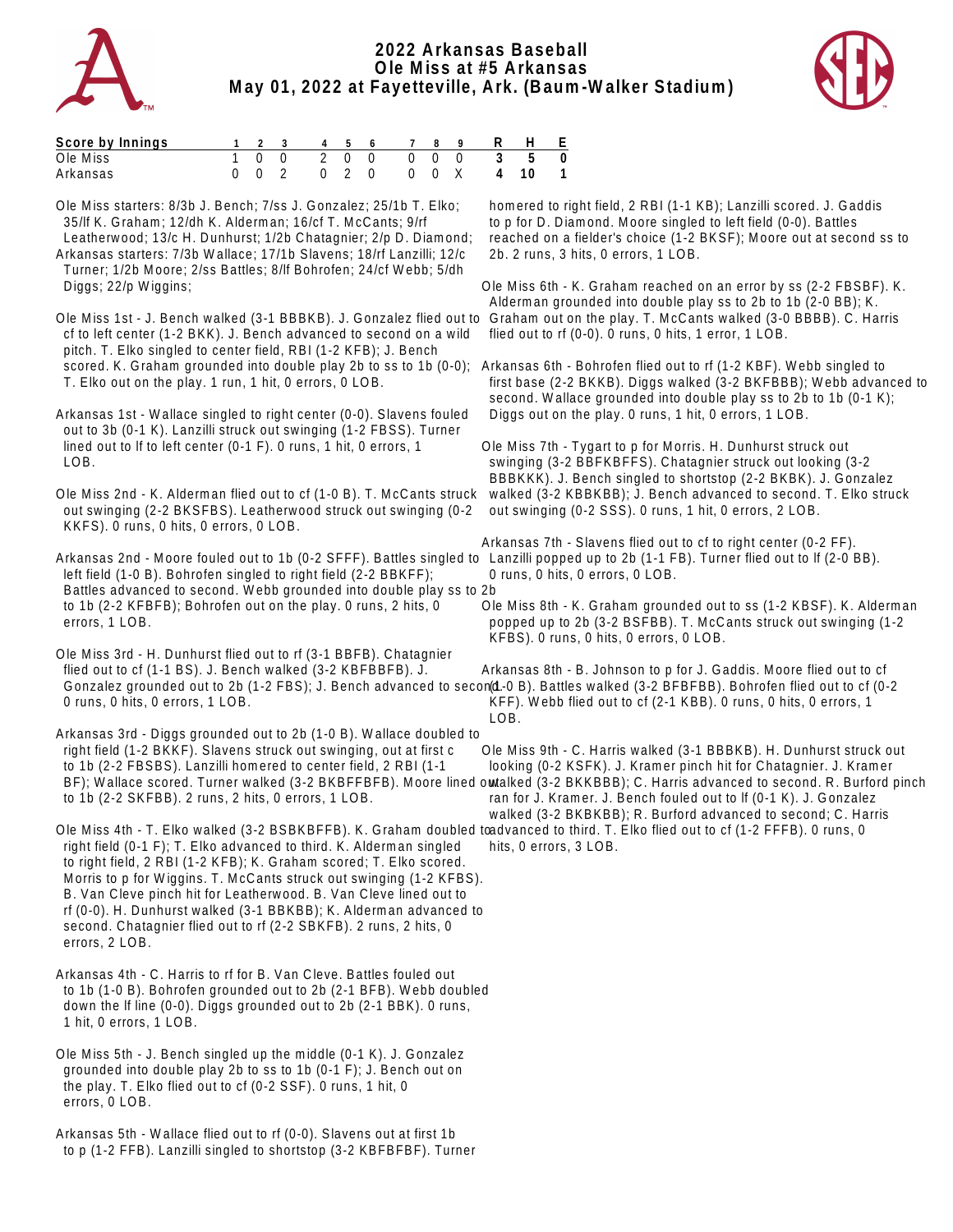# 2022 Arkansas Baseball
## Ole Miss at #5 Arkansas
### May 01, 2022 at Fayetteville, Ark. (Baum-Walker Stadium)

| Score by Innings | 1 | 2 | 3 | 4 | 5 | 6 | 7 | 8 | 9 | R | H | E |
|---|---|---|---|---|---|---|---|---|---|---|---|---|
| Ole Miss | 1 | 0 | 0 | 2 | 0 | 0 | 0 | 0 | 0 | 3 | 5 | 0 |
| Arkansas | 0 | 0 | 2 | 0 | 2 | 0 | 0 | 0 | X | 4 | 10 | 1 |

Ole Miss starters: 8/3b J. Bench; 7/ss J. Gonzalez; 25/1b T. Elko; 35/lf K. Graham; 12/dh K. Alderman; 16/cf T. McCants; 9/rf Leatherwood; 13/c H. Dunhurst; 1/2b Chatagnier; 2/p D. Diamond;
Arkansas starters: 7/3b Wallace; 17/1b Slavens; 18/rf Lanzilli; 12/c Turner; 1/2b Moore; 2/ss Battles; 8/lf Bohrofen; 24/cf Webb; 5/dh Diggs; 22/p Wiggins;

Ole Miss 1st - J. Bench walked (3-1 BBBKB). J. Gonzalez flied out to cf to left center (1-2 BKK). J. Bench advanced to second on a wild pitch. T. Elko singled to center field, RBI (1-2 KFB); J. Bench scored. K. Graham grounded into double play 2b to ss to 1b (0-0); T. Elko out on the play. 1 run, 1 hit, 0 errors, 0 LOB.

Arkansas 1st - Wallace singled to right center (0-0). Slavens fouled out to 3b (0-1 K). Lanzilli struck out swinging (1-2 FBSS). Turner lined out to lf to left center (0-1 F). 0 runs, 1 hit, 0 errors, 1 LOB.

Ole Miss 2nd - K. Alderman flied out to cf (1-0 B). T. McCants struck out swinging (2-2 BKSFBS). Leatherwood struck out swinging (0-2 KKFS). 0 runs, 0 hits, 0 errors, 0 LOB.

Arkansas 2nd - Moore fouled out to 1b (0-2 SFFF). Battles singled to left field (1-0 B). Bohrofen singled to right field (2-2 BBKFF); Battles advanced to second. Webb grounded into double play ss to 2b to 1b (2-2 KFBFB); Bohrofen out on the play. 0 runs, 2 hits, 0 errors, 1 LOB.

Ole Miss 3rd - H. Dunhurst flied out to rf (3-1 BBFB). Chatagnier flied out to cf (1-1 BS). J. Bench walked (3-2 KBFBBFB). J. Gonzalez grounded out to 2b (1-2 FBS); J. Bench advanced to second. 0 runs, 0 hits, 0 errors, 1 LOB.

Arkansas 3rd - Diggs grounded out to 2b (1-0 B). Wallace doubled to right field (1-2 BKKF). Slavens struck out swinging, out at first c to 1b (2-2 FBSBS). Lanzilli homered to center field, 2 RBI (1-1 BF); Wallace scored. Turner walked (3-2 BKBFFBFB). Moore lined out to 1b (2-2 SKFBB). 2 runs, 2 hits, 0 errors, 1 LOB.

Ole Miss 4th - T. Elko walked (3-2 BSBKBFFB). K. Graham doubled to right field (0-1 F); T. Elko advanced to third. K. Alderman singled to right field, 2 RBI (1-2 KFB); K. Graham scored; T. Elko scored. Morris to p for Wiggins. T. McCants struck out swinging (1-2 KFBS). B. Van Cleve pinch hit for Leatherwood. B. Van Cleve lined out to rf (0-0). H. Dunhurst walked (3-1 BBKBB); K. Alderman advanced to second. Chatagnier flied out to rf (2-2 SBKFB). 2 runs, 2 hits, 0 errors, 2 LOB.

Arkansas 4th - C. Harris to rf for B. Van Cleve. Battles fouled out to 1b (1-0 B). Bohrofen grounded out to 2b (2-1 BFB). Webb doubled down the lf line (0-0). Diggs grounded out to 2b (2-1 BBK). 0 runs, 1 hit, 0 errors, 1 LOB.

Ole Miss 5th - J. Bench singled up the middle (0-1 K). J. Gonzalez grounded into double play 2b to ss to 1b (0-1 F); J. Bench out on the play. T. Elko flied out to cf (0-2 SSF). 0 runs, 1 hit, 0 errors, 0 LOB.

Arkansas 5th - Wallace flied out to rf (0-0). Slavens out at first 1b to p (1-2 FFB). Lanzilli singled to shortstop (3-2 KBFBFBF). Turner homered to right field, 2 RBI (1-1 KB); Lanzilli scored. J. Gaddis to p for D. Diamond. Moore singled to left field (0-0). Battles reached on a fielder's choice (1-2 BKSF); Moore out at second ss to 2b. 2 runs, 3 hits, 0 errors, 1 LOB.

Ole Miss 6th - K. Graham reached on an error by ss (2-2 FBSBF). K. Alderman grounded into double play ss to 2b to 1b (2-0 BB); K. Graham out on the play. T. McCants walked (3-0 BBBB). C. Harris flied out to rf (0-0). 0 runs, 0 hits, 1 error, 1 LOB.

Arkansas 6th - Bohrofen flied out to rf (1-2 KBF). Webb singled to first base (2-2 BKKB). Diggs walked (3-2 BKFBBB); Webb advanced to second. Wallace grounded into double play ss to 2b to 1b (0-1 K); Diggs out on the play. 0 runs, 1 hit, 0 errors, 1 LOB.

Ole Miss 7th - Tygart to p for Morris. H. Dunhurst struck out swinging (3-2 BBFKBFFS). Chatagnier struck out looking (3-2 BBBKKK). J. Bench singled to shortstop (2-2 BKBK). J. Gonzalez walked (3-2 KBBKBB); J. Bench advanced to second. T. Elko struck out swinging (0-2 SSS). 0 runs, 1 hit, 0 errors, 2 LOB.

Arkansas 7th - Slavens flied out to cf to right center (0-2 FF). Lanzilli popped up to 2b (1-1 FB). Turner flied out to lf (2-0 BB). 0 runs, 0 hits, 0 errors, 0 LOB.

Ole Miss 8th - K. Graham grounded out to ss (1-2 KBSF). K. Alderman popped up to 2b (3-2 BSFBB). T. McCants struck out swinging (1-2 KFBS). 0 runs, 0 hits, 0 errors, 0 LOB.

Arkansas 8th - B. Johnson to p for J. Gaddis. Moore flied out to cf (1-0 B). Battles walked (3-2 BFBFBB). Bohrofen flied out to cf (0-2 KFF). Webb flied out to cf (2-1 KBB). 0 runs, 0 hits, 0 errors, 1 LOB.

Ole Miss 9th - C. Harris walked (3-1 BBBKB). H. Dunhurst struck out looking (0-2 KSFK). J. Kramer pinch hit for Chatagnier. J. Kramer walked (3-2 BKKBBB); C. Harris advanced to second. R. Burford pinch ran for J. Kramer. J. Bench fouled out to lf (0-1 K). J. Gonzalez walked (3-2 BKBKBB); R. Burford advanced to second; C. Harris advanced to third. T. Elko flied out to cf (1-2 FFFB). 0 runs, 0 hits, 0 errors, 3 LOB.